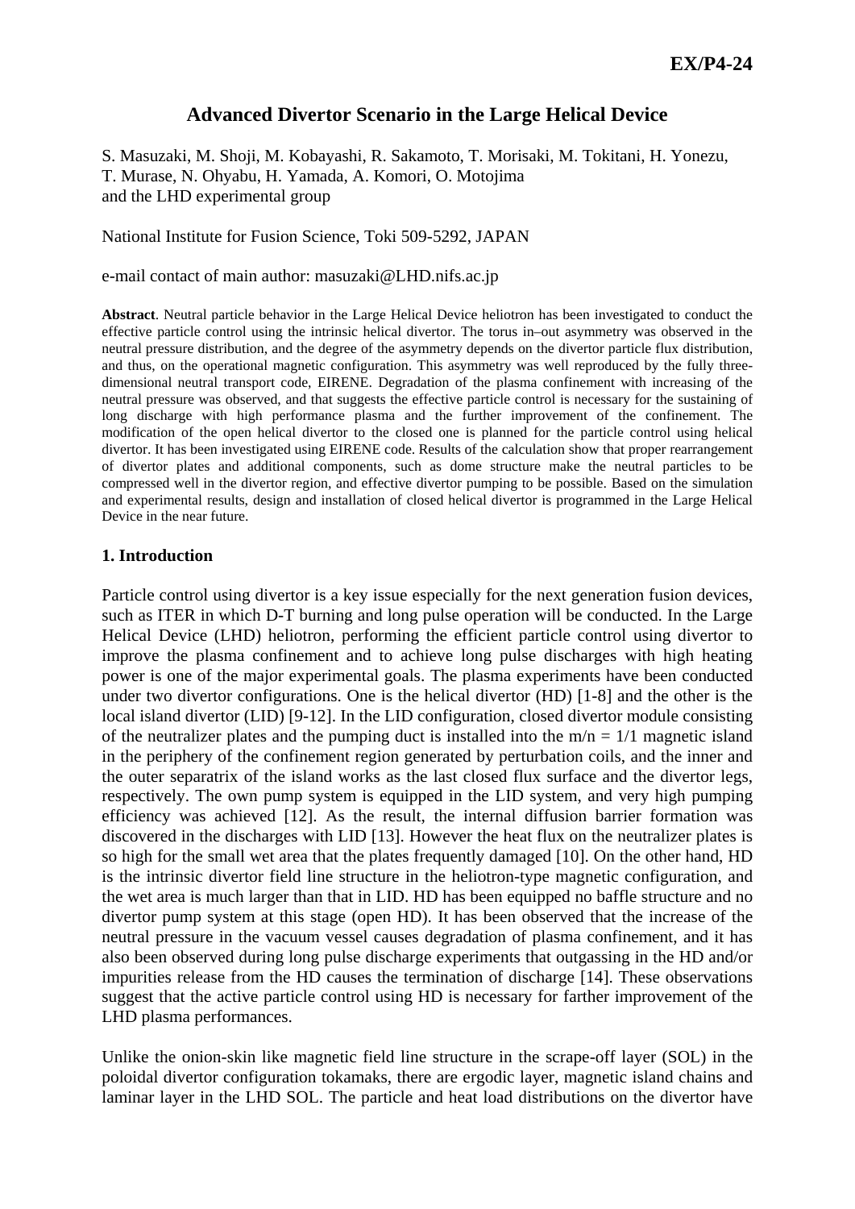# Advanced Divertor Scenario in the Large Helical Device

S. Masuzaki, M. Shoji, M. Kobayashi, R. Sakamoto, T. Morisaki, M. Tokitani, H. Yonezu, T. Murase, N. Ohyabu, H. Yamada, A. Komori, O. Motojima
and the LHD experimental group

National Institute for Fusion Science, Toki 509-5292, JAPAN

e-mail contact of main author: masuzaki@LHD.nifs.ac.jp

**Abstract**. Neutral particle behavior in the Large Helical Device heliotron has been investigated to conduct the effective particle control using the intrinsic helical divertor. The torus in–out asymmetry was observed in the neutral pressure distribution, and the degree of the asymmetry depends on the divertor particle flux distribution, and thus, on the operational magnetic configuration. This asymmetry was well reproduced by the fully three-dimensional neutral transport code, EIRENE. Degradation of the plasma confinement with increasing of the neutral pressure was observed, and that suggests the effective particle control is necessary for the sustaining of long discharge with high performance plasma and the further improvement of the confinement. The modification of the open helical divertor to the closed one is planned for the particle control using helical divertor. It has been investigated using EIRENE code. Results of the calculation show that proper rearrangement of divertor plates and additional components, such as dome structure make the neutral particles to be compressed well in the divertor region, and effective divertor pumping to be possible. Based on the simulation and experimental results, design and installation of closed helical divertor is programmed in the Large Helical Device in the near future.

## 1. Introduction

Particle control using divertor is a key issue especially for the next generation fusion devices, such as ITER in which D-T burning and long pulse operation will be conducted. In the Large Helical Device (LHD) heliotron, performing the efficient particle control using divertor to improve the plasma confinement and to achieve long pulse discharges with high heating power is one of the major experimental goals. The plasma experiments have been conducted under two divertor configurations. One is the helical divertor (HD) [1-8] and the other is the local island divertor (LID) [9-12]. In the LID configuration, closed divertor module consisting of the neutralizer plates and the pumping duct is installed into the m/n = 1/1 magnetic island in the periphery of the confinement region generated by perturbation coils, and the inner and the outer separatrix of the island works as the last closed flux surface and the divertor legs, respectively. The own pump system is equipped in the LID system, and very high pumping efficiency was achieved [12]. As the result, the internal diffusion barrier formation was discovered in the discharges with LID [13]. However the heat flux on the neutralizer plates is so high for the small wet area that the plates frequently damaged [10]. On the other hand, HD is the intrinsic divertor field line structure in the heliotron-type magnetic configuration, and the wet area is much larger than that in LID. HD has been equipped no baffle structure and no divertor pump system at this stage (open HD). It has been observed that the increase of the neutral pressure in the vacuum vessel causes degradation of plasma confinement, and it has also been observed during long pulse discharge experiments that outgassing in the HD and/or impurities release from the HD causes the termination of discharge [14]. These observations suggest that the active particle control using HD is necessary for farther improvement of the LHD plasma performances.

Unlike the onion-skin like magnetic field line structure in the scrape-off layer (SOL) in the poloidal divertor configuration tokamaks, there are ergodic layer, magnetic island chains and laminar layer in the LHD SOL. The particle and heat load distributions on the divertor have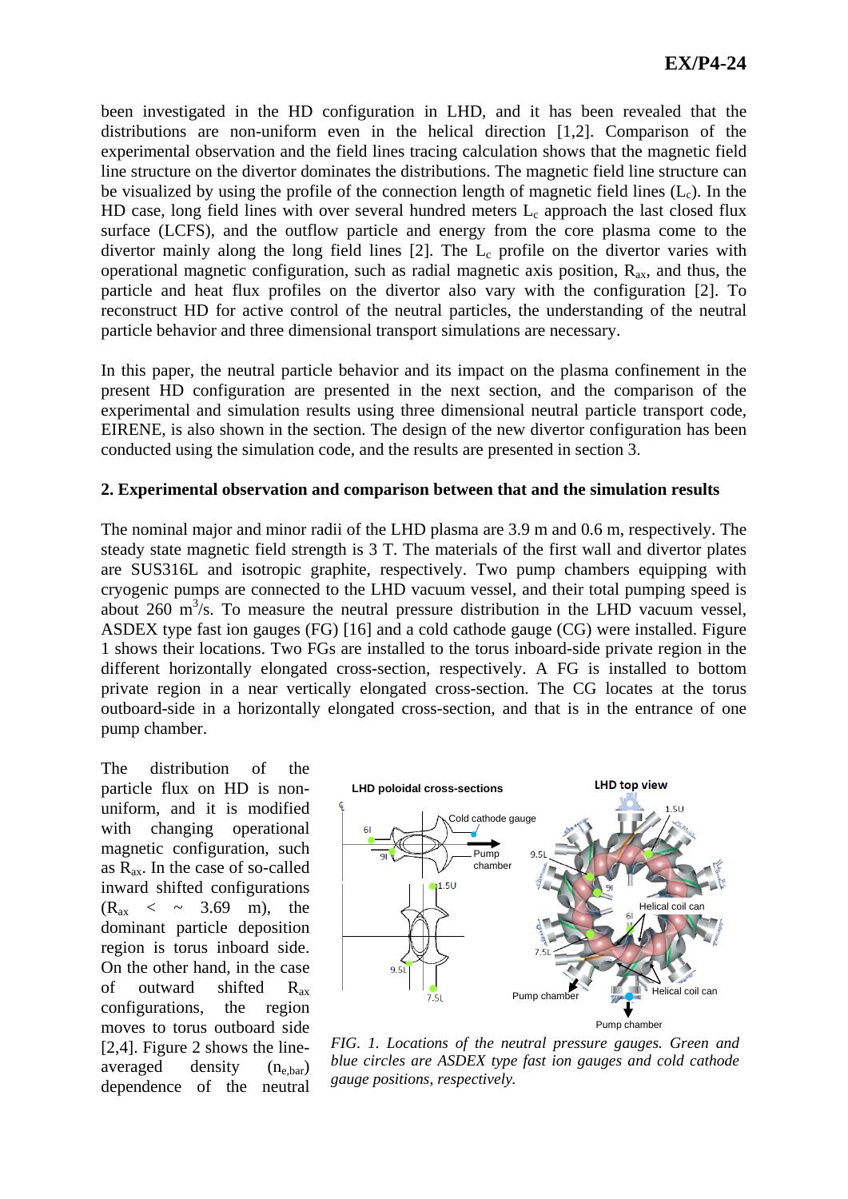been investigated in the HD configuration in LHD, and it has been revealed that the distributions are non-uniform even in the helical direction [1,2]. Comparison of the experimental observation and the field lines tracing calculation shows that the magnetic field line structure on the divertor dominates the distributions. The magnetic field line structure can be visualized by using the profile of the connection length of magnetic field lines ($L_c$). In the HD case, long field lines with over several hundred meters $L_c$ approach the last closed flux surface (LCFS), and the outflow particle and energy from the core plasma come to the divertor mainly along the long field lines [2]. The $L_c$ profile on the divertor varies with operational magnetic configuration, such as radial magnetic axis position, $R_{ax}$, and thus, the particle and heat flux profiles on the divertor also vary with the configuration [2]. To reconstruct HD for active control of the neutral particles, the understanding of the neutral particle behavior and three dimensional transport simulations are necessary.

In this paper, the neutral particle behavior and its impact on the plasma confinement in the present HD configuration are presented in the next section, and the comparison of the experimental and simulation results using three dimensional neutral particle transport code, EIRENE, is also shown in the section. The design of the new divertor configuration has been conducted using the simulation code, and the results are presented in section 3.

## 2. Experimental observation and comparison between that and the simulation results

The nominal major and minor radii of the LHD plasma are 3.9 m and 0.6 m, respectively. The steady state magnetic field strength is 3 T. The materials of the first wall and divertor plates are SUS316L and isotropic graphite, respectively. Two pump chambers equipping with cryogenic pumps are connected to the LHD vacuum vessel, and their total pumping speed is about 260 $m^3/s$. To measure the neutral pressure distribution in the LHD vacuum vessel, ASDEX type fast ion gauges (FG) [16] and a cold cathode gauge (CG) were installed. Figure 1 shows their locations. Two FGs are installed to the torus inboard-side private region in the different horizontally elongated cross-section, respectively. A FG is installed to bottom private region in a near vertically elongated cross-section. The CG locates at the torus outboard-side in a horizontally elongated cross-section, and that is in the entrance of one pump chamber.

The distribution of the particle flux on HD is non-uniform, and it is modified with changing operational magnetic configuration, such as $R_{ax}$. In the case of so-called inward shifted configurations ($R_{ax}$ < ~ 3.69 m), the dominant particle deposition region is torus inboard side. On the other hand, in the case of outward shifted $R_{ax}$ configurations, the region moves to torus outboard side [2,4]. Figure 2 shows the line-averaged density ($n_{e,bar}$) dependence of the neutral

*FIG. 1. Locations of the neutral pressure gauges. Green and blue circles are ASDEX type fast ion gauges and cold cathode gauge positions, respectively.*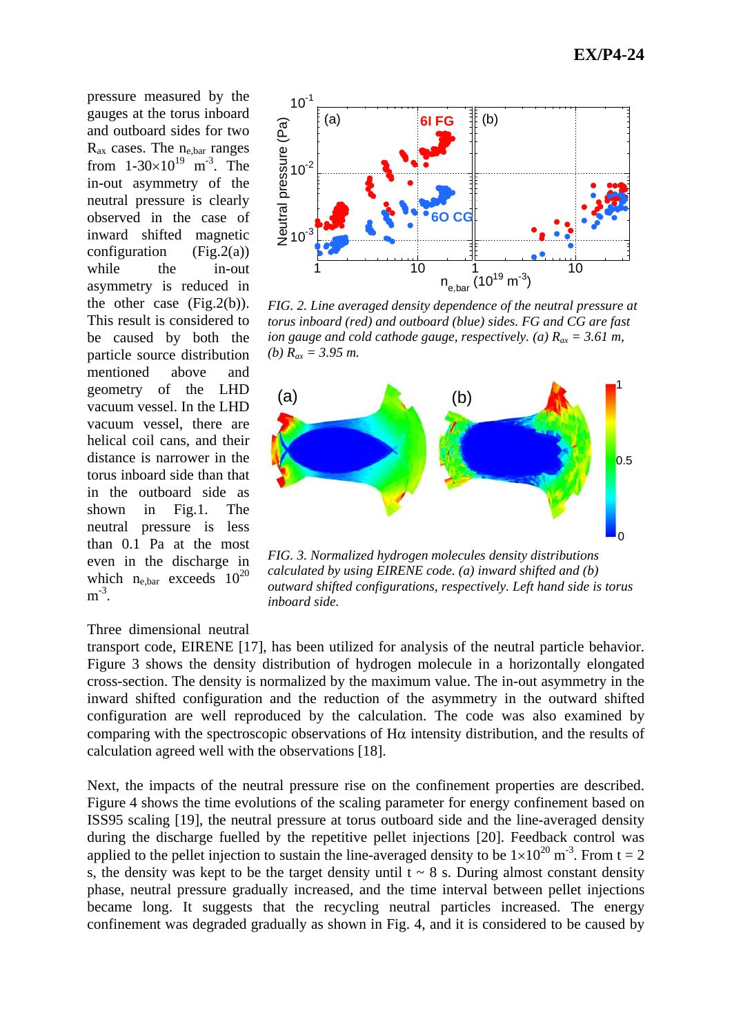pressure measured by the gauges at the torus inboard and outboard sides for two $R_{ax}$ cases. The $n_{e,bar}$ ranges from $1\text{-}30\times10^{19}$ $m^{-3}$. The in-out asymmetry of the neutral pressure is clearly observed in the case of inward shifted magnetic configuration (Fig.2(a)) while the in-out asymmetry is reduced in the other case (Fig.2(b)). This result is considered to be caused by both the particle source distribution mentioned above and geometry of the LHD vacuum vessel. In the LHD vacuum vessel, there are helical coil cans, and their distance is narrower in the torus inboard side than that in the outboard side as shown in Fig.1. The neutral pressure is less than 0.1 Pa at the most even in the discharge in which $n_{e,bar}$ exceeds $10^{20}$ $m^{-3}$.

*FIG. 2. Line averaged density dependence of the neutral pressure at torus inboard (red) and outboard (blue) sides. FG and CG are fast ion gauge and cold cathode gauge, respectively. (a) $R_{ax}$ = 3.61 m, (b) $R_{ax}$ = 3.95 m.*

*FIG. 3. Normalized hydrogen molecules density distributions calculated by using EIRENE code. (a) inward shifted and (b) outward shifted configurations, respectively. Left hand side is torus inboard side.*

Three dimensional neutral transport code, EIRENE [17], has been utilized for analysis of the neutral particle behavior. Figure 3 shows the density distribution of hydrogen molecule in a horizontally elongated cross-section. The density is normalized by the maximum value. The in-out asymmetry in the inward shifted configuration and the reduction of the asymmetry in the outward shifted configuration are well reproduced by the calculation. The code was also examined by comparing with the spectroscopic observations of H$\alpha$ intensity distribution, and the results of calculation agreed well with the observations [18].

Next, the impacts of the neutral pressure rise on the confinement properties are described. Figure 4 shows the time evolutions of the scaling parameter for energy confinement based on ISS95 scaling [19], the neutral pressure at torus outboard side and the line-averaged density during the discharge fuelled by the repetitive pellet injections [20]. Feedback control was applied to the pellet injection to sustain the line-averaged density to be $1\times10^{20}$ $m^{-3}$. From t = 2 s, the density was kept to be the target density until t ~ 8 s. During almost constant density phase, neutral pressure gradually increased, and the time interval between pellet injections became long. It suggests that the recycling neutral particles increased. The energy confinement was degraded gradually as shown in Fig. 4, and it is considered to be caused by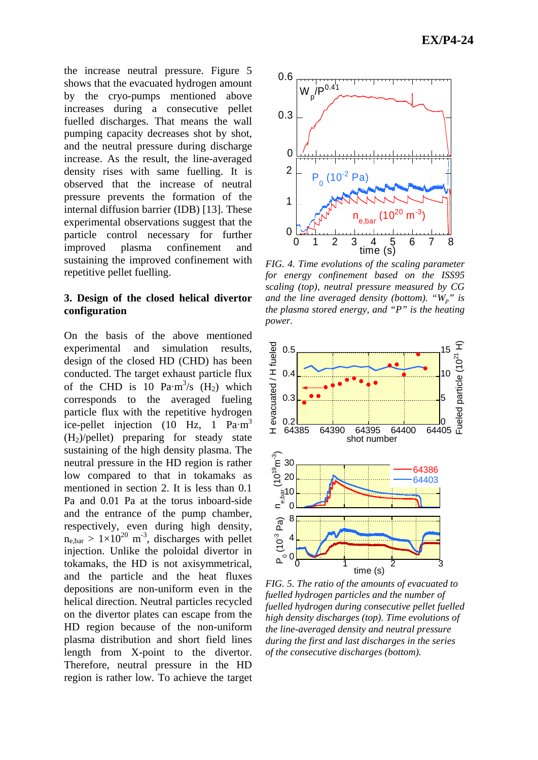the increase neutral pressure. Figure 5 shows that the evacuated hydrogen amount by the cryo-pumps mentioned above increases during a consecutive pellet fuelled discharges. That means the wall pumping capacity decreases shot by shot, and the neutral pressure during discharge increase. As the result, the line-averaged density rises with same fuelling. It is observed that the increase of neutral pressure prevents the formation of the internal diffusion barrier (IDB) [13]. These experimental observations suggest that the particle control necessary for further improved plasma confinement and sustaining the improved confinement with repetitive pellet fuelling.

## 3. Design of the closed helical divertor configuration

On the basis of the above mentioned experimental and simulation results, design of the closed HD (CHD) has been conducted. The target exhaust particle flux of the CHD is 10 $Pa\cdot m^3/s$ ($H_2$) which corresponds to the averaged fueling particle flux with the repetitive hydrogen ice-pellet injection (10 Hz, 1 $Pa\cdot m^3$ ($H_2$)/pellet) preparing for steady state sustaining of the high density plasma. The neutral pressure in the HD region is rather low compared to that in tokamaks as mentioned in section 2. It is less than 0.1 Pa and 0.01 Pa at the torus inboard-side and the entrance of the pump chamber, respectively, even during high density, $n_{e,bar} > 1\times10^{20}$ $m^{-3}$, discharges with pellet injection. Unlike the poloidal divertor in tokamaks, the HD is not axisymmetrical, and the particle and the heat fluxes depositions are non-uniform even in the helical direction. Neutral particles recycled on the divertor plates can escape from the HD region because of the non-uniform plasma distribution and short field lines length from X-point to the divertor. Therefore, neutral pressure in the HD region is rather low. To achieve the target

*FIG. 4. Time evolutions of the scaling parameter for energy confinement based on the ISS95 scaling (top), neutral pressure measured by CG and the line averaged density (bottom). "$W_p$" is the plasma stored energy, and "P" is the heating power.*

*FIG. 5. The ratio of the amounts of evacuated to fuelled hydrogen particles and the number of fuelled hydrogen during consecutive pellet fuelled high density discharges (top). Time evolutions of the line-averaged density and neutral pressure during the first and last discharges in the series of the consecutive discharges (bottom).*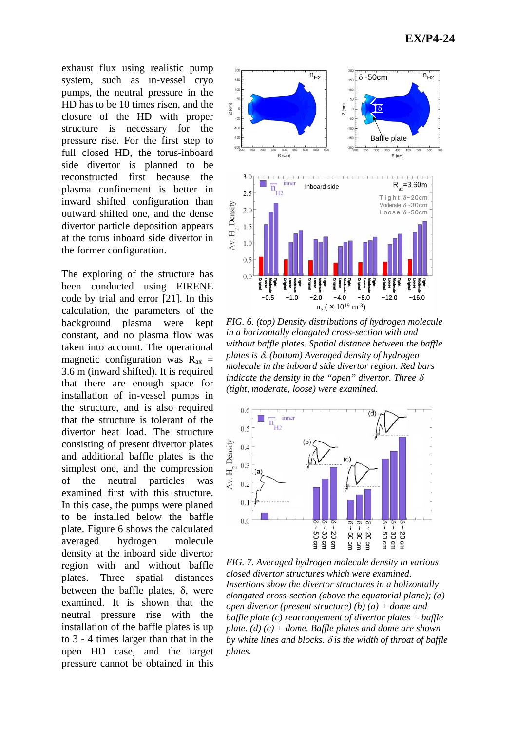exhaust flux using realistic pump system, such as in-vessel cryo pumps, the neutral pressure in the HD has to be 10 times risen, and the closure of the HD with proper structure is necessary for the pressure rise. For the first step to full closed HD, the torus-inboard side divertor is planned to be reconstructed first because the plasma confinement is better in inward shifted configuration than outward shifted one, and the dense divertor particle deposition appears at the torus inboard side divertor in the former configuration.

The exploring of the structure has been conducted using EIRENE code by trial and error [21]. In this calculation, the parameters of the background plasma were kept constant, and no plasma flow was taken into account. The operational magnetic configuration was $R_{ax}$ = 3.6 m (inward shifted). It is required that there are enough space for installation of in-vessel pumps in the structure, and is also required that the structure is tolerant of the divertor heat load. The structure consisting of present divertor plates and additional baffle plates is the simplest one, and the compression of the neutral particles was examined first with this structure. In this case, the pumps were planed to be installed below the baffle plate. Figure 6 shows the calculated averaged hydrogen molecule density at the inboard side divertor region with and without baffle plates. Three spatial distances between the baffle plates, $\delta$, were examined. It is shown that the neutral pressure rise with the installation of the baffle plates is up to 3 - 4 times larger than that in the open HD case, and the target pressure cannot be obtained in this

*FIG. 6. (top) Density distributions of hydrogen molecule in a horizontally elongated cross-section with and without baffle plates. Spatial distance between the baffle plates is $\delta$. (bottom) Averaged density of hydrogen molecule in the inboard side divertor region. Red bars indicate the density in the "open" divertor. Three $\delta$ (tight, moderate, loose) were examined.*

*FIG. 7. Averaged hydrogen molecule density in various closed divertor structures which were examined. Insertions show the divertor structures in a holizontally elongated cross-section (above the equatorial plane); (a) open divertor (present structure) (b) (a) + dome and baffle plate (c) rearrangement of divertor plates + baffle plate. (d) (c) + dome. Baffle plates and dome are shown by white lines and blocks. $\delta$ is the width of throat of baffle plates.*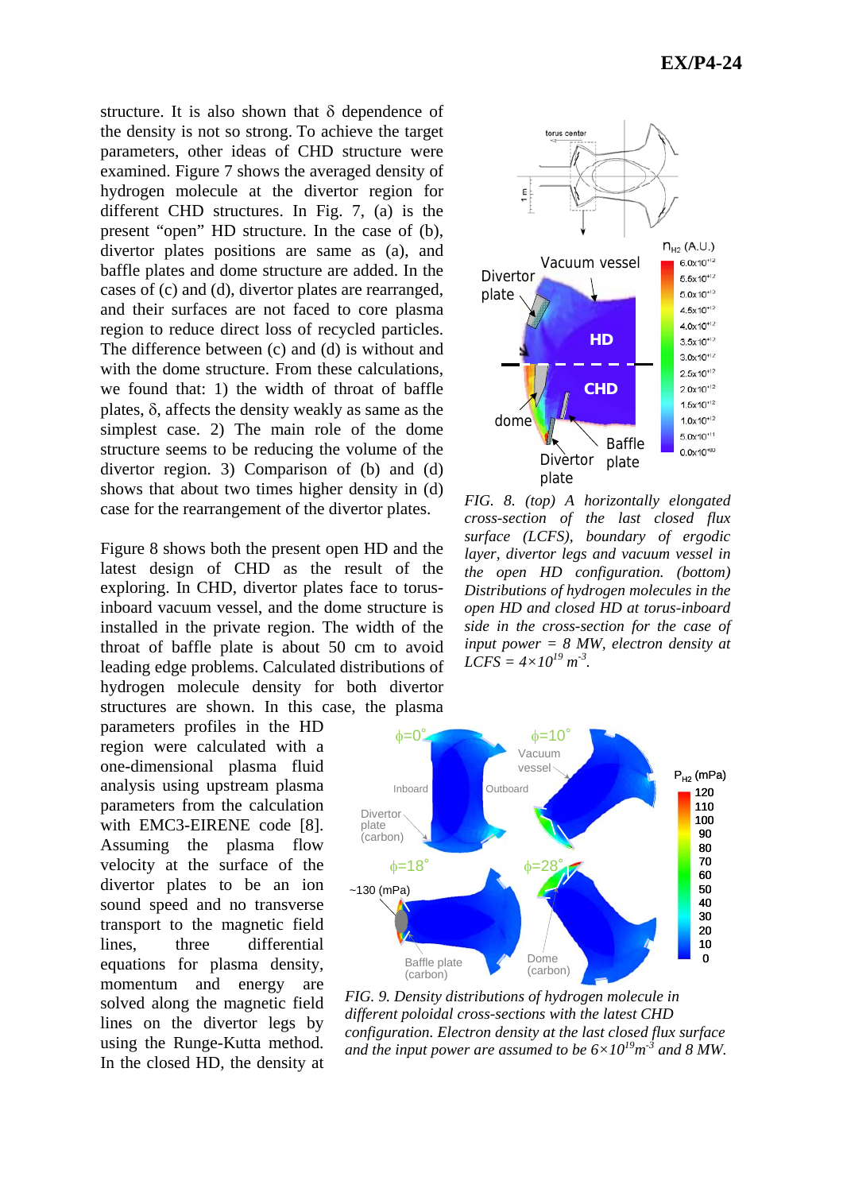structure. It is also shown that $\delta$ dependence of the density is not so strong. To achieve the target parameters, other ideas of CHD structure were examined. Figure 7 shows the averaged density of hydrogen molecule at the divertor region for different CHD structures. In Fig. 7, (a) is the present "open" HD structure. In the case of (b), divertor plates positions are same as (a), and baffle plates and dome structure are added. In the cases of (c) and (d), divertor plates are rearranged, and their surfaces are not faced to core plasma region to reduce direct loss of recycled particles. The difference between (c) and (d) is without and with the dome structure. From these calculations, we found that: 1) the width of throat of baffle plates, $\delta$, affects the density weakly as same as the simplest case. 2) The main role of the dome structure seems to be reducing the volume of the divertor region. 3) Comparison of (b) and (d) shows that about two times higher density in (d) case for the rearrangement of the divertor plates.

*FIG. 8. (top) A horizontally elongated cross-section of the last closed flux surface (LCFS), boundary of ergodic layer, divertor legs and vacuum vessel in the open HD configuration. (bottom) Distributions of hydrogen molecules in the open HD and closed HD at torus-inboard side in the cross-section for the case of input power = 8 MW, electron density at LCFS = $4\times10^{19}$ $m^{-3}$.*

Figure 8 shows both the present open HD and the latest design of CHD as the result of the exploring. In CHD, divertor plates face to torus-inboard vacuum vessel, and the dome structure is installed in the private region. The width of the throat of baffle plate is about 50 cm to avoid leading edge problems. Calculated distributions of hydrogen molecule density for both divertor structures are shown. In this case, the plasma parameters profiles in the HD region were calculated with a one-dimensional plasma fluid analysis using upstream plasma parameters from the calculation with EMC3-EIRENE code [8]. Assuming the plasma flow velocity at the surface of the divertor plates to be an ion sound speed and no transverse transport to the magnetic field lines, three differential equations for plasma density, momentum and energy are solved along the magnetic field lines on the divertor legs by using the Runge-Kutta method. In the closed HD, the density at

*FIG. 9. Density distributions of hydrogen molecule in different poloidal cross-sections with the latest CHD configuration. Electron density at the last closed flux surface and the input power are assumed to be $6\times10^{19}$$m^{-3}$ and 8 MW.*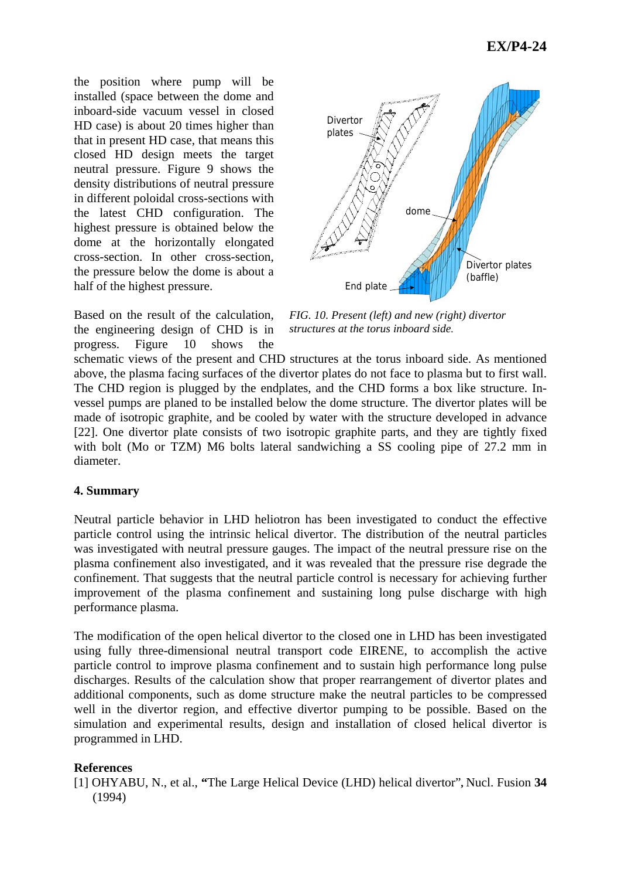the position where pump will be installed (space between the dome and inboard-side vacuum vessel in closed HD case) is about 20 times higher than that in present HD case, that means this closed HD design meets the target neutral pressure. Figure 9 shows the density distributions of neutral pressure in different poloidal cross-sections with the latest CHD configuration. The highest pressure is obtained below the dome at the horizontally elongated cross-section. In other cross-section, the pressure below the dome is about a half of the highest pressure.

*FIG. 10. Present (left) and new (right) divertor structures at the torus inboard side.*

Based on the result of the calculation, the engineering design of CHD is in progress. Figure 10 shows the schematic views of the present and CHD structures at the torus inboard side. As mentioned above, the plasma facing surfaces of the divertor plates do not face to plasma but to first wall. The CHD region is plugged by the endplates, and the CHD forms a box like structure. In-vessel pumps are planed to be installed below the dome structure. The divertor plates will be made of isotropic graphite, and be cooled by water with the structure developed in advance [22]. One divertor plate consists of two isotropic graphite parts, and they are tightly fixed with bolt (Mo or TZM) M6 bolts lateral sandwiching a SS cooling pipe of 27.2 mm in diameter.

## 4. Summary

Neutral particle behavior in LHD heliotron has been investigated to conduct the effective particle control using the intrinsic helical divertor. The distribution of the neutral particles was investigated with neutral pressure gauges. The impact of the neutral pressure rise on the plasma confinement also investigated, and it was revealed that the pressure rise degrade the confinement. That suggests that the neutral particle control is necessary for achieving further improvement of the plasma confinement and sustaining long pulse discharge with high performance plasma.

The modification of the open helical divertor to the closed one in LHD has been investigated using fully three-dimensional neutral transport code EIRENE, to accomplish the active particle control to improve plasma confinement and to sustain high performance long pulse discharges. Results of the calculation show that proper rearrangement of divertor plates and additional components, such as dome structure make the neutral particles to be compressed well in the divertor region, and effective divertor pumping to be possible. Based on the simulation and experimental results, design and installation of closed helical divertor is programmed in LHD.

## References

[1] OHYABU, N., et al., "The Large Helical Device (LHD) helical divertor", Nucl. Fusion **34** (1994)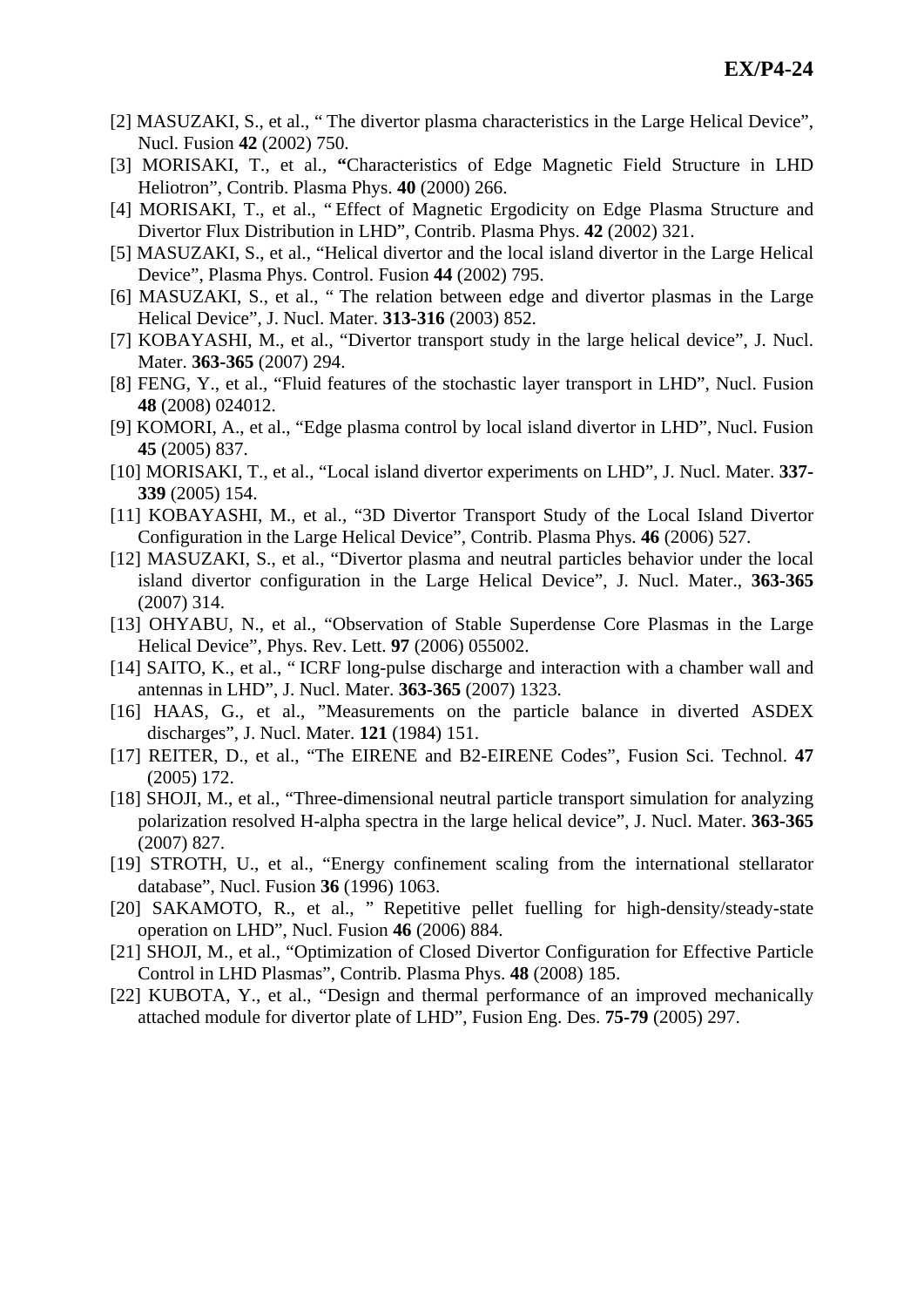[2] MASUZAKI, S., et al., " The divertor plasma characteristics in the Large Helical Device", Nucl. Fusion **42** (2002) 750.

[3] MORISAKI, T., et al., **"**Characteristics of Edge Magnetic Field Structure in LHD Heliotron", Contrib. Plasma Phys. **40** (2000) 266.

[4] MORISAKI, T., et al., " Effect of Magnetic Ergodicity on Edge Plasma Structure and Divertor Flux Distribution in LHD", Contrib. Plasma Phys. **42** (2002) 321.

[5] MASUZAKI, S., et al., "Helical divertor and the local island divertor in the Large Helical Device", Plasma Phys. Control. Fusion **44** (2002) 795.

[6] MASUZAKI, S., et al., " The relation between edge and divertor plasmas in the Large Helical Device", J. Nucl. Mater. **313-316** (2003) 852.

[7] KOBAYASHI, M., et al., "Divertor transport study in the large helical device", J. Nucl. Mater. **363-365** (2007) 294.

[8] FENG, Y., et al., "Fluid features of the stochastic layer transport in LHD", Nucl. Fusion **48** (2008) 024012.

[9] KOMORI, A., et al., "Edge plasma control by local island divertor in LHD", Nucl. Fusion **45** (2005) 837.

[10] MORISAKI, T., et al., "Local island divertor experiments on LHD", J. Nucl. Mater. **337-339** (2005) 154.

[11] KOBAYASHI, M., et al., "3D Divertor Transport Study of the Local Island Divertor Configuration in the Large Helical Device", Contrib. Plasma Phys. **46** (2006) 527.

[12] MASUZAKI, S., et al., "Divertor plasma and neutral particles behavior under the local island divertor configuration in the Large Helical Device", J. Nucl. Mater., **363-365** (2007) 314.

[13] OHYABU, N., et al., "Observation of Stable Superdense Core Plasmas in the Large Helical Device", Phys. Rev. Lett. **97** (2006) 055002.

[14] SAITO, K., et al., " ICRF long-pulse discharge and interaction with a chamber wall and antennas in LHD", J. Nucl. Mater. **363-365** (2007) 1323.

[16] HAAS, G., et al., "Measurements on the particle balance in diverted ASDEX discharges", J. Nucl. Mater. **121** (1984) 151.

[17] REITER, D., et al., "The EIRENE and B2-EIRENE Codes", Fusion Sci. Technol. **47** (2005) 172.

[18] SHOJI, M., et al., "Three-dimensional neutral particle transport simulation for analyzing polarization resolved H-alpha spectra in the large helical device", J. Nucl. Mater. **363-365** (2007) 827.

[19] STROTH, U., et al., "Energy confinement scaling from the international stellarator database", Nucl. Fusion **36** (1996) 1063.

[20] SAKAMOTO, R., et al., " Repetitive pellet fuelling for high-density/steady-state operation on LHD", Nucl. Fusion **46** (2006) 884.

[21] SHOJI, M., et al., "Optimization of Closed Divertor Configuration for Effective Particle Control in LHD Plasmas", Contrib. Plasma Phys. **48** (2008) 185.

[22] KUBOTA, Y., et al., "Design and thermal performance of an improved mechanically attached module for divertor plate of LHD", Fusion Eng. Des. **75-79** (2005) 297.